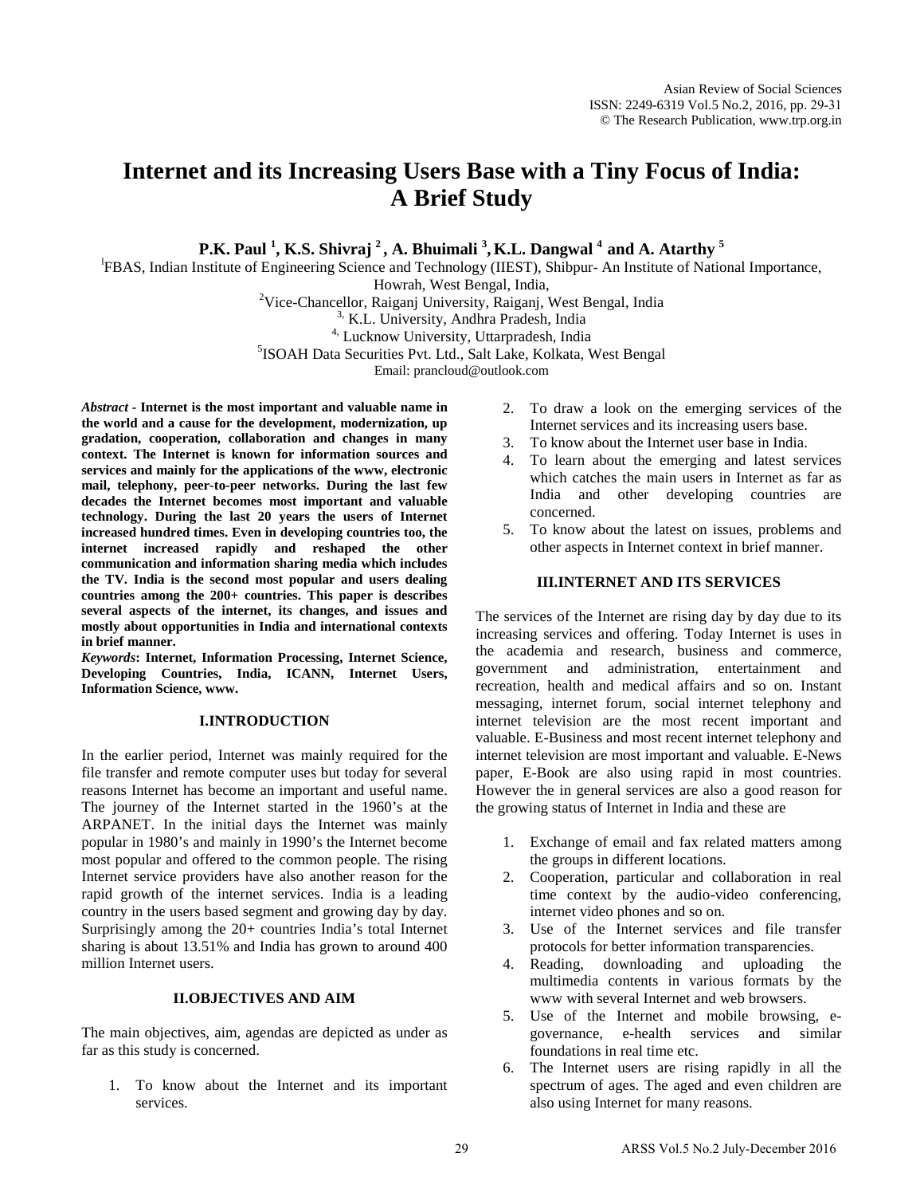# Internet and its Increasing Users Base with a Tiny Focus of India: A Brief Study

**P.K. Paul [1], K.S. Shivraj [2], A. Bhuimali [3], K.L. Dangwal [4] and A. Atarthy [5]**

[1]FBAS, Indian Institute of Engineering Science and Technology (IIEST), Shibpur- An Institute of National Importance, Howrah, West Bengal, India,
[2]Vice-Chancellor, Raiganj University, Raiganj, West Bengal, India
[3] K.L. University, Andhra Pradesh, India
[4] Lucknow University, Uttarpradesh, India
[5]ISOAH Data Securities Pvt. Ltd., Salt Lake, Kolkata, West Bengal
Email: prancloud@outlook.com

***Abstract* - Internet is the most important and valuable name in the world and a cause for the development, modernization, up gradation, cooperation, collaboration and changes in many context. The Internet is known for information sources and services and mainly for the applications of the www, electronic mail, telephony, peer-to-peer networks. During the last few decades the Internet becomes most important and valuable technology. During the last 20 years the users of Internet increased hundred times. Even in developing countries too, the internet increased rapidly and reshaped the other communication and information sharing media which includes the TV. India is the second most popular and users dealing countries among the 200+ countries. This paper is describes several aspects of the internet, its changes, and issues and mostly about opportunities in India and international contexts in brief manner.**

***Keywords*: Internet, Information Processing, Internet Science, Developing Countries, India, ICANN, Internet Users, Information Science, www.**

## I.INTRODUCTION

In the earlier period, Internet was mainly required for the file transfer and remote computer uses but today for several reasons Internet has become an important and useful name. The journey of the Internet started in the 1960's at the ARPANET. In the initial days the Internet was mainly popular in 1980's and mainly in 1990's the Internet become most popular and offered to the common people. The rising Internet service providers have also another reason for the rapid growth of the internet services. India is a leading country in the users based segment and growing day by day. Surprisingly among the 20+ countries India's total Internet sharing is about 13.51% and India has grown to around 400 million Internet users.

## II.OBJECTIVES AND AIM

The main objectives, aim, agendas are depicted as under as far as this study is concerned.

1. To know about the Internet and its important services.
2. To draw a look on the emerging services of the Internet services and its increasing users base.
3. To know about the Internet user base in India.
4. To learn about the emerging and latest services which catches the main users in Internet as far as India and other developing countries are concerned.
5. To know about the latest on issues, problems and other aspects in Internet context in brief manner.

## III.INTERNET AND ITS SERVICES

The services of the Internet are rising day by day due to its increasing services and offering. Today Internet is uses in the academia and research, business and commerce, government and administration, entertainment and recreation, health and medical affairs and so on. Instant messaging, internet forum, social internet telephony and internet television are the most recent important and valuable. E-Business and most recent internet telephony and internet television are most important and valuable. E-News paper, E-Book are also using rapid in most countries. However the in general services are also a good reason for the growing status of Internet in India and these are

1. Exchange of email and fax related matters among the groups in different locations.
2. Cooperation, particular and collaboration in real time context by the audio-video conferencing, internet video phones and so on.
3. Use of the Internet services and file transfer protocols for better information transparencies.
4. Reading, downloading and uploading the multimedia contents in various formats by the www with several Internet and web browsers.
5. Use of the Internet and mobile browsing, e-governance, e-health services and similar foundations in real time etc.
6. The Internet users are rising rapidly in all the spectrum of ages. The aged and even children are also using Internet for many reasons.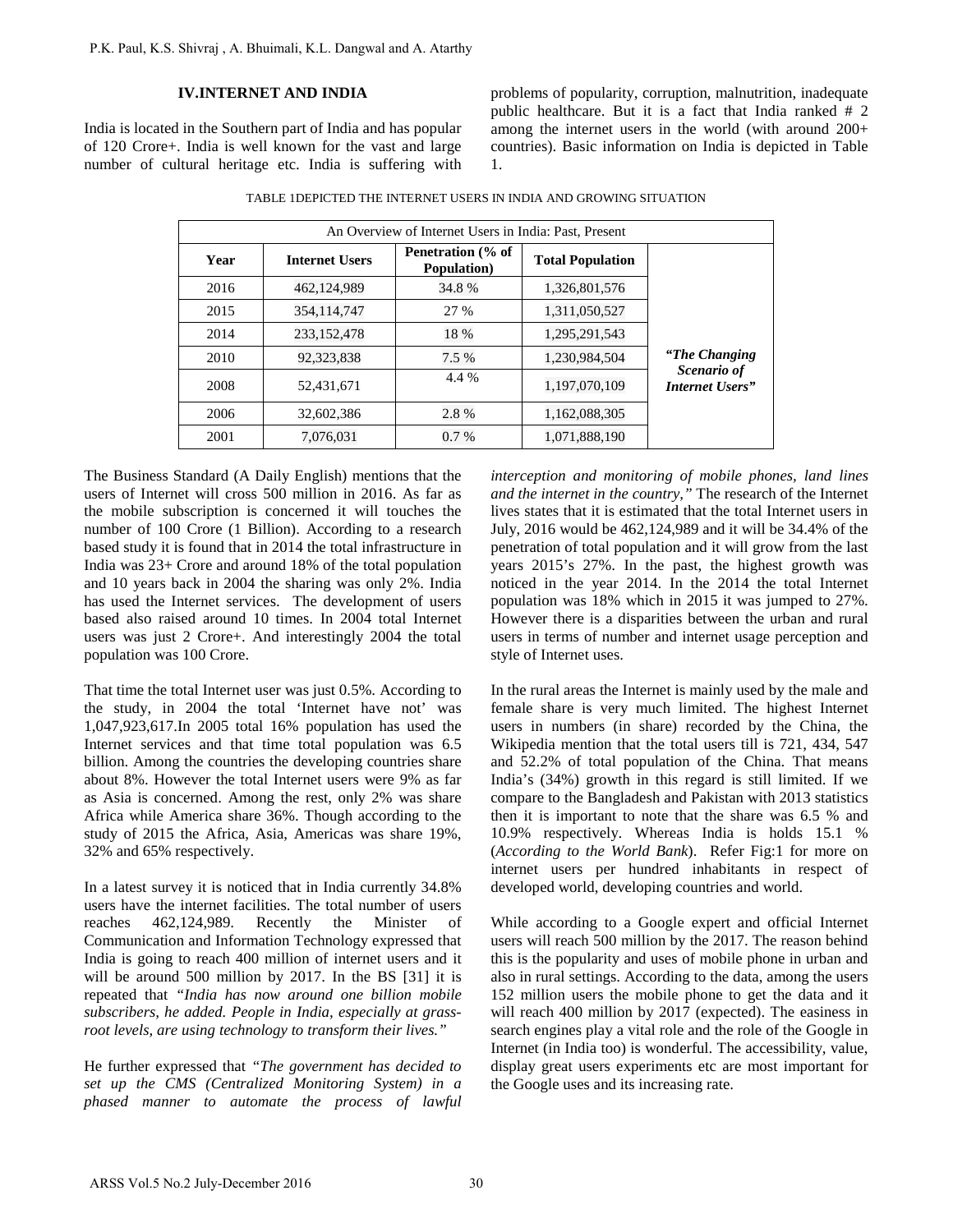## IV.INTERNET AND INDIA

India is located in the Southern part of India and has popular of 120 Crore+. India is well known for the vast and large number of cultural heritage etc. India is suffering with problems of popularity, corruption, malnutrition, inadequate public healthcare. But it is a fact that India ranked # 2 among the internet users in the world (with around 200+ countries). Basic information on India is depicted in Table 1.

TABLE 1DEPICTED THE INTERNET USERS IN INDIA AND GROWING SITUATION

| An Overview of Internet Users in India: Past, Present | | | | |
|---|---|---|---|---|
| **Year** | **Internet Users** | **Penetration (% of Population)** | **Total Population** | |
| 2016 | 462,124,989 | 34.8 % | 1,326,801,576 | |
| 2015 | 354,114,747 | 27 % | 1,311,050,527 | |
| 2014 | 233,152,478 | 18 % | 1,295,291,543 | |
| 2010 | 92,323,838 | 7.5 % | 1,230,984,504 | ***"The Changing Scenario of Internet Users"*** |
| 2008 | 52,431,671 | 4.4 % | 1,197,070,109 | |
| 2006 | 32,602,386 | 2.8 % | 1,162,088,305 | |
| 2001 | 7,076,031 | 0.7 % | 1,071,888,190 | |

The Business Standard (A Daily English) mentions that the users of Internet will cross 500 million in 2016. As far as the mobile subscription is concerned it will touches the number of 100 Crore (1 Billion). According to a research based study it is found that in 2014 the total infrastructure in India was 23+ Crore and around 18% of the total population and 10 years back in 2004 the sharing was only 2%. India has used the Internet services. The development of users based also raised around 10 times. In 2004 total Internet users was just 2 Crore+. And interestingly 2004 the total population was 100 Crore.

That time the total Internet user was just 0.5%. According to the study, in 2004 the total 'Internet have not' was 1,047,923,617.In 2005 total 16% population has used the Internet services and that time total population was 6.5 billion. Among the countries the developing countries share about 8%. However the total Internet users were 9% as far as Asia is concerned. Among the rest, only 2% was share Africa while America share 36%. Though according to the study of 2015 the Africa, Asia, Americas was share 19%, 32% and 65% respectively.

In a latest survey it is noticed that in India currently 34.8% users have the internet facilities. The total number of users reaches 462,124,989. Recently the Minister of Communication and Information Technology expressed that India is going to reach 400 million of internet users and it will be around 500 million by 2017. In the BS [31] it is repeated that *"India has now around one billion mobile subscribers, he added. People in India, especially at grass-root levels, are using technology to transform their lives."*

He further expressed that *"The government has decided to set up the CMS (Centralized Monitoring System) in a phased manner to automate the process of lawful interception and monitoring of mobile phones, land lines and the internet in the country,"* The research of the Internet lives states that it is estimated that the total Internet users in July, 2016 would be 462,124,989 and it will be 34.4% of the penetration of total population and it will grow from the last years 2015's 27%. In the past, the highest growth was noticed in the year 2014. In the 2014 the total Internet population was 18% which in 2015 it was jumped to 27%. However there is a disparities between the urban and rural users in terms of number and internet usage perception and style of Internet uses.

In the rural areas the Internet is mainly used by the male and female share is very much limited. The highest Internet users in numbers (in share) recorded by the China, the Wikipedia mention that the total users till is 721, 434, 547 and 52.2% of total population of the China. That means India's (34%) growth in this regard is still limited. If we compare to the Bangladesh and Pakistan with 2013 statistics then it is important to note that the share was 6.5 % and 10.9% respectively. Whereas India is holds 15.1 % (*According to the World Bank*). Refer Fig:1 for more on internet users per hundred inhabitants in respect of developed world, developing countries and world.

While according to a Google expert and official Internet users will reach 500 million by the 2017. The reason behind this is the popularity and uses of mobile phone in urban and also in rural settings. According to the data, among the users 152 million users the mobile phone to get the data and it will reach 400 million by 2017 (expected). The easiness in search engines play a vital role and the role of the Google in Internet (in India too) is wonderful. The accessibility, value, display great users experiments etc are most important for the Google uses and its increasing rate.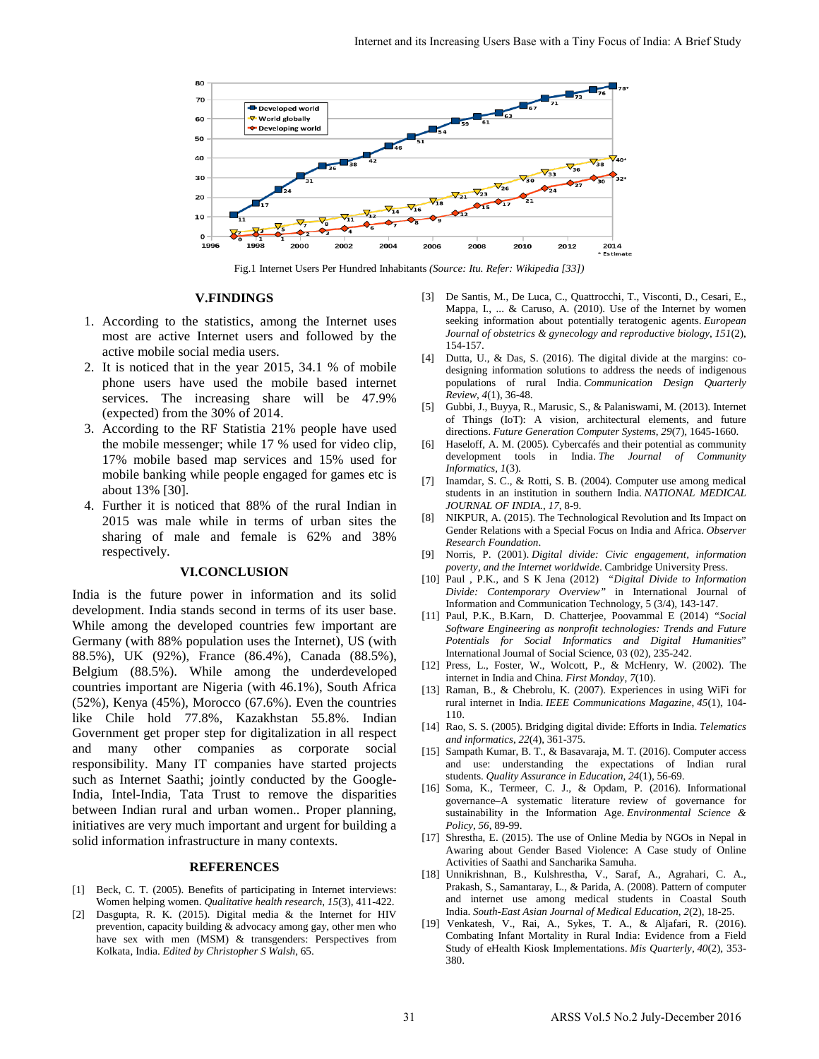80
70
60
50
40
30
20
10
0

1996 1998 2000 2002 2004 2006 2008 2010 2012 2014

\* Estimate

Developed world
World globally
Developing world

11 17 24 31 36 38 42 46 51 54 59 61 63 67 71 73 76 78*

2 3 5 7 8 11 12 14 16 18 21 23 26 30 33 36 38 40*

0 1 1 2 3 4 6 7 8 9 12 15 17 21 24 27 30 32*

Fig.1 Internet Users Per Hundred Inhabitants *(Source: Itu. Refer: Wikipedia [33])*

## V.FINDINGS

1. According to the statistics, among the Internet uses most are active Internet users and followed by the active mobile social media users.
2. It is noticed that in the year 2015, 34.1 % of mobile phone users have used the mobile based internet services. The increasing share will be 47.9% (expected) from the 30% of 2014.
3. According to the RF Statistia 21% people have used the mobile messenger; while 17 % used for video clip, 17% mobile based map services and 15% used for mobile banking while people engaged for games etc is about 13% [30].
4. Further it is noticed that 88% of the rural Indian in 2015 was male while in terms of urban sites the sharing of male and female is 62% and 38% respectively.

## VI.CONCLUSION

India is the future power in information and its solid development. India stands second in terms of its user base. While among the developed countries few important are Germany (with 88% population uses the Internet), US (with 88.5%), UK (92%), France (86.4%), Canada (88.5%), Belgium (88.5%). While among the underdeveloped countries important are Nigeria (with 46.1%), South Africa (52%), Kenya (45%), Morocco (67.6%). Even the countries like Chile hold 77.8%, Kazakhstan 55.8%. Indian Government get proper step for digitalization in all respect and many other companies as corporate social responsibility. Many IT companies have started projects such as Internet Saathi; jointly conducted by the Google-India, Intel-India, Tata Trust to remove the disparities between Indian rural and urban women.. Proper planning, initiatives are very much important and urgent for building a solid information infrastructure in many contexts.

## REFERENCES

[1] Beck, C. T. (2005). Benefits of participating in Internet interviews: Women helping women. *Qualitative health research*, *15*(3), 411-422.

[2] Dasgupta, R. K. (2015). Digital media & the Internet for HIV prevention, capacity building & advocacy among gay, other men who have sex with men (MSM) & transgenders: Perspectives from Kolkata, India. *Edited by Christopher S Walsh*, 65.

[3] De Santis, M., De Luca, C., Quattrocchi, T., Visconti, D., Cesari, E., Mappa, I., ... & Caruso, A. (2010). Use of the Internet by women seeking information about potentially teratogenic agents. *European Journal of obstetrics & gynecology and reproductive biology*, *151*(2), 154-157.

[4] Dutta, U., & Das, S. (2016). The digital divide at the margins: co-designing information solutions to address the needs of indigenous populations of rural India. *Communication Design Quarterly Review*, *4*(1), 36-48.

[5] Gubbi, J., Buyya, R., Marusic, S., & Palaniswami, M. (2013). Internet of Things (IoT): A vision, architectural elements, and future directions. *Future Generation Computer Systems*, *29*(7), 1645-1660.

[6] Haseloff, A. M. (2005). Cybercafés and their potential as community development tools in India. *The Journal of Community Informatics*, *1*(3).

[7] Inamdar, S. C., & Rotti, S. B. (2004). Computer use among medical students in an institution in southern India. *NATIONAL MEDICAL JOURNAL OF INDIA.*, *17*, 8-9.

[8] NIKPUR, A. (2015). The Technological Revolution and Its Impact on Gender Relations with a Special Focus on India and Africa. *Observer Research Foundation*.

[9] Norris, P. (2001). *Digital divide: Civic engagement, information poverty, and the Internet worldwide*. Cambridge University Press.

[10] Paul , P.K., and S K Jena (2012) *"Digital Divide to Information Divide: Contemporary Overview"* in International Journal of Information and Communication Technology, 5 (3/4), 143-147.

[11] Paul, P.K., B.Karn, D. Chatterjee, Poovammal E (2014) *"Social Software Engineering as nonprofit technologies: Trends and Future Potentials for Social Informatics and Digital Humanities"* International Journal of Social Science, 03 (02), 235-242.

[12] Press, L., Foster, W., Wolcott, P., & McHenry, W. (2002). The internet in India and China. *First Monday*, *7*(10).

[13] Raman, B., & Chebrolu, K. (2007). Experiences in using WiFi for rural internet in India. *IEEE Communications Magazine*, *45*(1), 104-110.

[14] Rao, S. S. (2005). Bridging digital divide: Efforts in India. *Telematics and informatics*, *22*(4), 361-375.

[15] Sampath Kumar, B. T., & Basavaraja, M. T. (2016). Computer access and use: understanding the expectations of Indian rural students. *Quality Assurance in Education*, *24*(1), 56-69.

[16] Soma, K., Termeer, C. J., & Opdam, P. (2016). Informational governance–A systematic literature review of governance for sustainability in the Information Age. *Environmental Science & Policy*, *56*, 89-99.

[17] Shrestha, E. (2015). The use of Online Media by NGOs in Nepal in Awaring about Gender Based Violence: A Case study of Online Activities of Saathi and Sancharika Samuha.

[18] Unnikrishnan, B., Kulshrestha, V., Saraf, A., Agrahari, C. A., Prakash, S., Samantaray, L., & Parida, A. (2008). Pattern of computer and internet use among medical students in Coastal South India. *South-East Asian Journal of Medical Education*, *2*(2), 18-25.

[19] Venkatesh, V., Rai, A., Sykes, T. A., & Aljafari, R. (2016). Combating Infant Mortality in Rural India: Evidence from a Field Study of eHealth Kiosk Implementations. *Mis Quarterly*, *40*(2), 353-380.